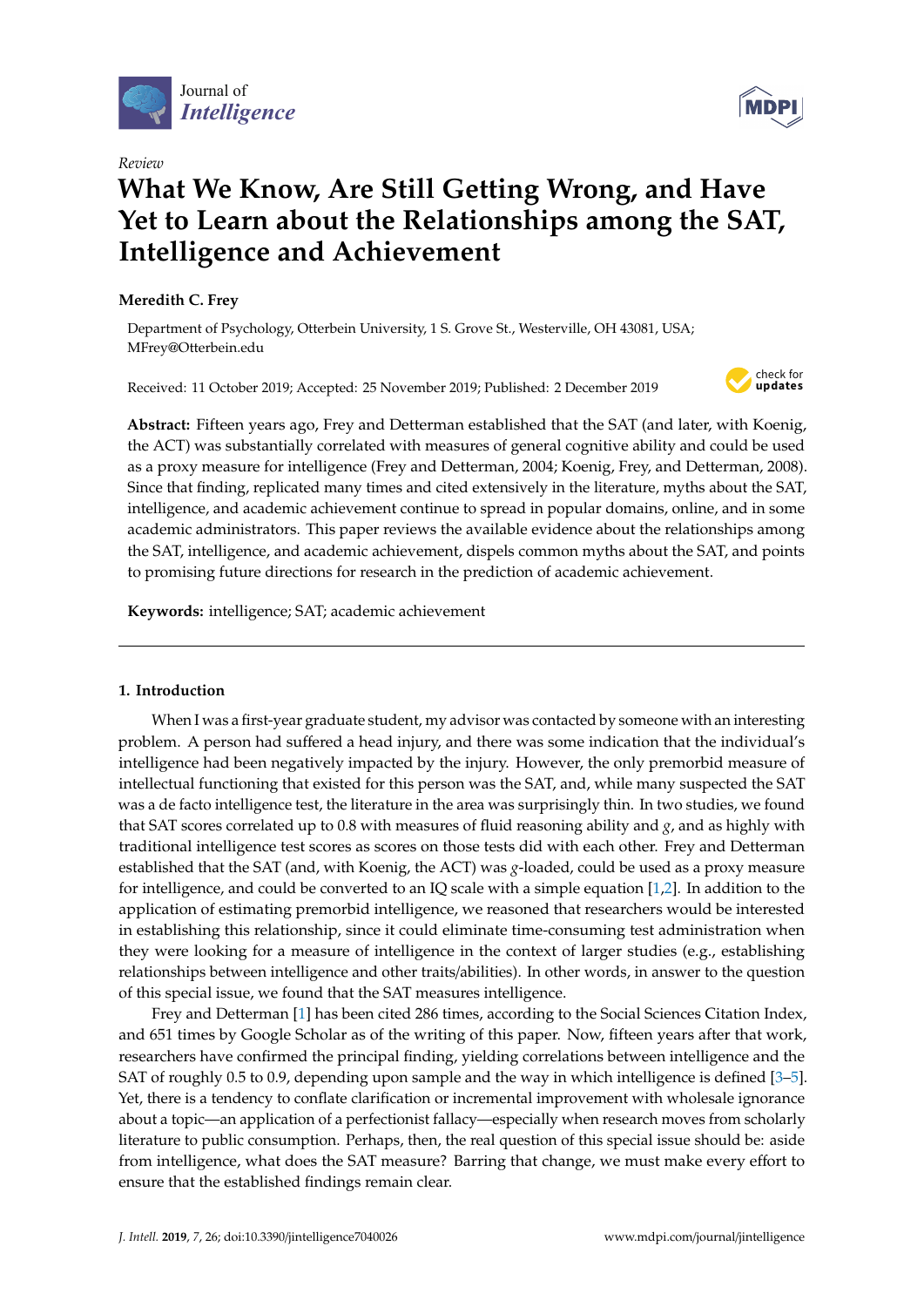Journal of *Intelligence*

*Review*

# What We Know, Are Still Getting Wrong, and Have Yet to Learn about the Relationships among the SAT, Intelligence and Achievement

**Meredith C. Frey**

Department of Psychology, Otterbein University, 1 S. Grove St., Westerville, OH 43081, USA; MFrey@Otterbein.edu

Received: 11 October 2019; Accepted: 25 November 2019; Published: 2 December 2019

**Abstract:** Fifteen years ago, Frey and Detterman established that the SAT (and later, with Koenig, the ACT) was substantially correlated with measures of general cognitive ability and could be used as a proxy measure for intelligence (Frey and Detterman, 2004; Koenig, Frey, and Detterman, 2008). Since that finding, replicated many times and cited extensively in the literature, myths about the SAT, intelligence, and academic achievement continue to spread in popular domains, online, and in some academic administrators. This paper reviews the available evidence about the relationships among the SAT, intelligence, and academic achievement, dispels common myths about the SAT, and points to promising future directions for research in the prediction of academic achievement.

**Keywords:** intelligence; SAT; academic achievement

## 1. Introduction

When I was a first-year graduate student, my advisor was contacted by someone with an interesting problem. A person had suffered a head injury, and there was some indication that the individual's intelligence had been negatively impacted by the injury. However, the only premorbid measure of intellectual functioning that existed for this person was the SAT, and, while many suspected the SAT was a de facto intelligence test, the literature in the area was surprisingly thin. In two studies, we found that SAT scores correlated up to 0.8 with measures of fluid reasoning ability and *g*, and as highly with traditional intelligence test scores as scores on those tests did with each other. Frey and Detterman established that the SAT (and, with Koenig, the ACT) was *g*-loaded, could be used as a proxy measure for intelligence, and could be converted to an IQ scale with a simple equation [1,2]. In addition to the application of estimating premorbid intelligence, we reasoned that researchers would be interested in establishing this relationship, since it could eliminate time-consuming test administration when they were looking for a measure of intelligence in the context of larger studies (e.g., establishing relationships between intelligence and other traits/abilities). In other words, in answer to the question of this special issue, we found that the SAT measures intelligence.

Frey and Detterman [1] has been cited 286 times, according to the Social Sciences Citation Index, and 651 times by Google Scholar as of the writing of this paper. Now, fifteen years after that work, researchers have confirmed the principal finding, yielding correlations between intelligence and the SAT of roughly 0.5 to 0.9, depending upon sample and the way in which intelligence is defined [3–5]. Yet, there is a tendency to conflate clarification or incremental improvement with wholesale ignorance about a topic—an application of a perfectionist fallacy—especially when research moves from scholarly literature to public consumption. Perhaps, then, the real question of this special issue should be: aside from intelligence, what does the SAT measure? Barring that change, we must make every effort to ensure that the established findings remain clear.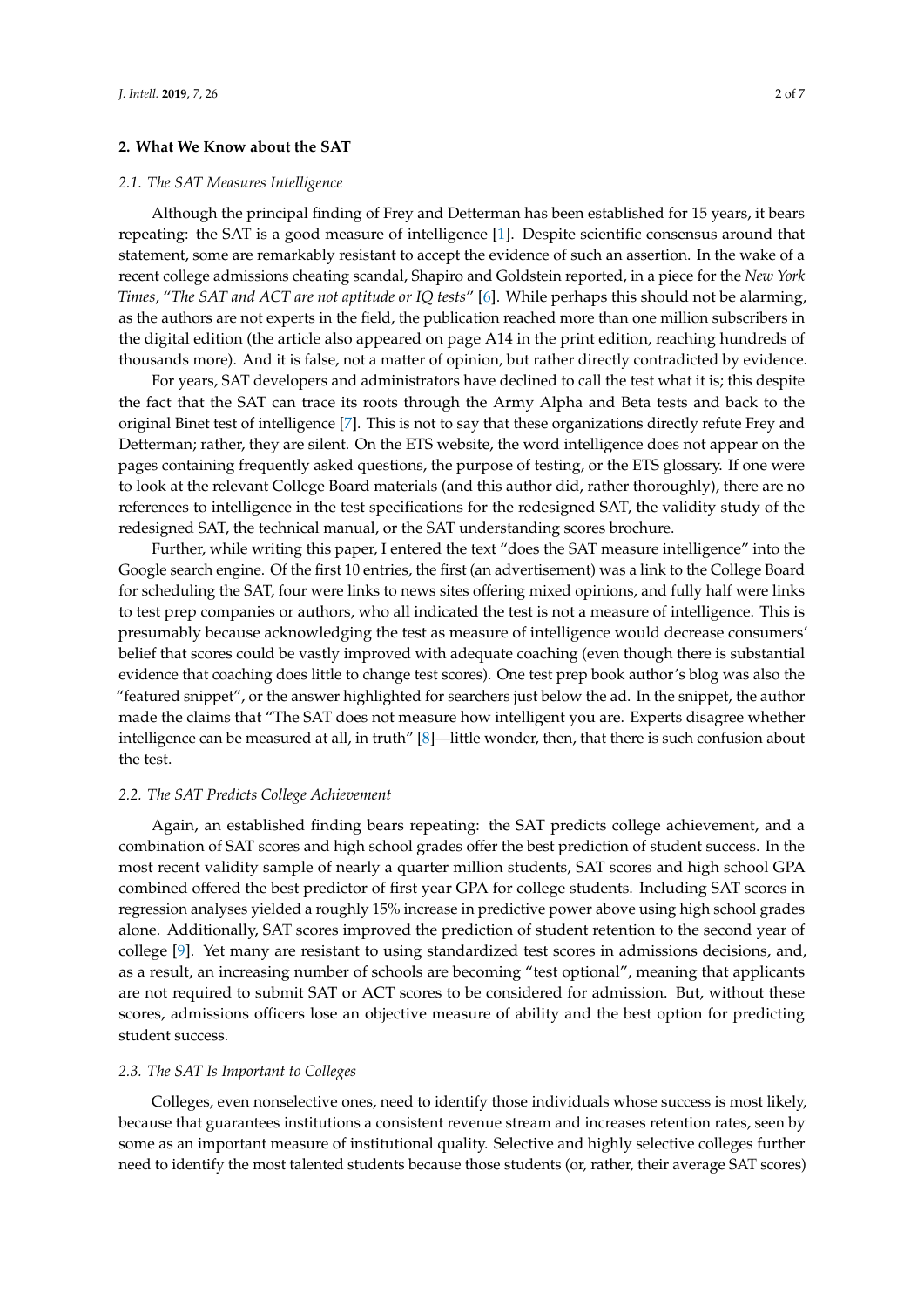## 2. What We Know about the SAT

### 2.1. The SAT Measures Intelligence

Although the principal finding of Frey and Detterman has been established for 15 years, it bears repeating: the SAT is a good measure of intelligence [1]. Despite scientific consensus around that statement, some are remarkably resistant to accept the evidence of such an assertion. In the wake of a recent college admissions cheating scandal, Shapiro and Goldstein reported, in a piece for the *New York Times*, "*The SAT and ACT are not aptitude or IQ tests*" [6]. While perhaps this should not be alarming, as the authors are not experts in the field, the publication reached more than one million subscribers in the digital edition (the article also appeared on page A14 in the print edition, reaching hundreds of thousands more). And it is false, not a matter of opinion, but rather directly contradicted by evidence.

For years, SAT developers and administrators have declined to call the test what it is; this despite the fact that the SAT can trace its roots through the Army Alpha and Beta tests and back to the original Binet test of intelligence [7]. This is not to say that these organizations directly refute Frey and Detterman; rather, they are silent. On the ETS website, the word intelligence does not appear on the pages containing frequently asked questions, the purpose of testing, or the ETS glossary. If one were to look at the relevant College Board materials (and this author did, rather thoroughly), there are no references to intelligence in the test specifications for the redesigned SAT, the validity study of the redesigned SAT, the technical manual, or the SAT understanding scores brochure.

Further, while writing this paper, I entered the text "does the SAT measure intelligence" into the Google search engine. Of the first 10 entries, the first (an advertisement) was a link to the College Board for scheduling the SAT, four were links to news sites offering mixed opinions, and fully half were links to test prep companies or authors, who all indicated the test is not a measure of intelligence. This is presumably because acknowledging the test as measure of intelligence would decrease consumers' belief that scores could be vastly improved with adequate coaching (even though there is substantial evidence that coaching does little to change test scores). One test prep book author's blog was also the "featured snippet", or the answer highlighted for searchers just below the ad. In the snippet, the author made the claims that "The SAT does not measure how intelligent you are. Experts disagree whether intelligence can be measured at all, in truth" [8]—little wonder, then, that there is such confusion about the test.

### 2.2. The SAT Predicts College Achievement

Again, an established finding bears repeating: the SAT predicts college achievement, and a combination of SAT scores and high school grades offer the best prediction of student success. In the most recent validity sample of nearly a quarter million students, SAT scores and high school GPA combined offered the best predictor of first year GPA for college students. Including SAT scores in regression analyses yielded a roughly 15% increase in predictive power above using high school grades alone. Additionally, SAT scores improved the prediction of student retention to the second year of college [9]. Yet many are resistant to using standardized test scores in admissions decisions, and, as a result, an increasing number of schools are becoming "test optional", meaning that applicants are not required to submit SAT or ACT scores to be considered for admission. But, without these scores, admissions officers lose an objective measure of ability and the best option for predicting student success.

### 2.3. The SAT Is Important to Colleges

Colleges, even nonselective ones, need to identify those individuals whose success is most likely, because that guarantees institutions a consistent revenue stream and increases retention rates, seen by some as an important measure of institutional quality. Selective and highly selective colleges further need to identify the most talented students because those students (or, rather, their average SAT scores)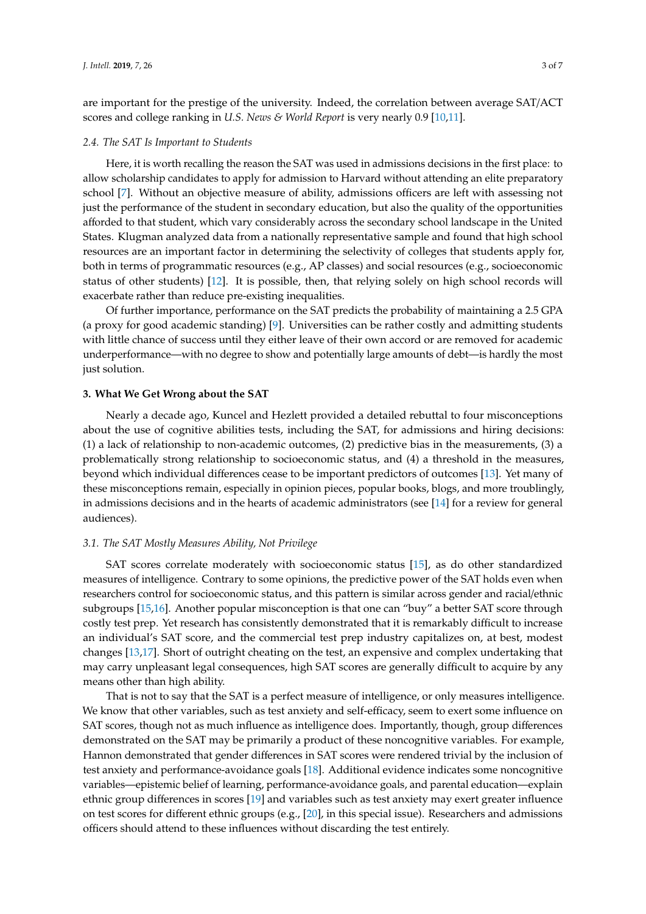are important for the prestige of the university. Indeed, the correlation between average SAT/ACT scores and college ranking in *U.S. News & World Report* is very nearly 0.9 [10,11].

### 2.4. The SAT Is Important to Students

Here, it is worth recalling the reason the SAT was used in admissions decisions in the first place: to allow scholarship candidates to apply for admission to Harvard without attending an elite preparatory school [7]. Without an objective measure of ability, admissions officers are left with assessing not just the performance of the student in secondary education, but also the quality of the opportunities afforded to that student, which vary considerably across the secondary school landscape in the United States. Klugman analyzed data from a nationally representative sample and found that high school resources are an important factor in determining the selectivity of colleges that students apply for, both in terms of programmatic resources (e.g., AP classes) and social resources (e.g., socioeconomic status of other students) [12]. It is possible, then, that relying solely on high school records will exacerbate rather than reduce pre-existing inequalities.

Of further importance, performance on the SAT predicts the probability of maintaining a 2.5 GPA (a proxy for good academic standing) [9]. Universities can be rather costly and admitting students with little chance of success until they either leave of their own accord or are removed for academic underperformance—with no degree to show and potentially large amounts of debt—is hardly the most just solution.

## 3. What We Get Wrong about the SAT

Nearly a decade ago, Kuncel and Hezlett provided a detailed rebuttal to four misconceptions about the use of cognitive abilities tests, including the SAT, for admissions and hiring decisions: (1) a lack of relationship to non-academic outcomes, (2) predictive bias in the measurements, (3) a problematically strong relationship to socioeconomic status, and (4) a threshold in the measures, beyond which individual differences cease to be important predictors of outcomes [13]. Yet many of these misconceptions remain, especially in opinion pieces, popular books, blogs, and more troublingly, in admissions decisions and in the hearts of academic administrators (see [14] for a review for general audiences).

### 3.1. The SAT Mostly Measures Ability, Not Privilege

SAT scores correlate moderately with socioeconomic status [15], as do other standardized measures of intelligence. Contrary to some opinions, the predictive power of the SAT holds even when researchers control for socioeconomic status, and this pattern is similar across gender and racial/ethnic subgroups [15,16]. Another popular misconception is that one can "buy" a better SAT score through costly test prep. Yet research has consistently demonstrated that it is remarkably difficult to increase an individual's SAT score, and the commercial test prep industry capitalizes on, at best, modest changes [13,17]. Short of outright cheating on the test, an expensive and complex undertaking that may carry unpleasant legal consequences, high SAT scores are generally difficult to acquire by any means other than high ability.

That is not to say that the SAT is a perfect measure of intelligence, or only measures intelligence. We know that other variables, such as test anxiety and self-efficacy, seem to exert some influence on SAT scores, though not as much influence as intelligence does. Importantly, though, group differences demonstrated on the SAT may be primarily a product of these noncognitive variables. For example, Hannon demonstrated that gender differences in SAT scores were rendered trivial by the inclusion of test anxiety and performance-avoidance goals [18]. Additional evidence indicates some noncognitive variables—epistemic belief of learning, performance-avoidance goals, and parental education—explain ethnic group differences in scores [19] and variables such as test anxiety may exert greater influence on test scores for different ethnic groups (e.g., [20], in this special issue). Researchers and admissions officers should attend to these influences without discarding the test entirely.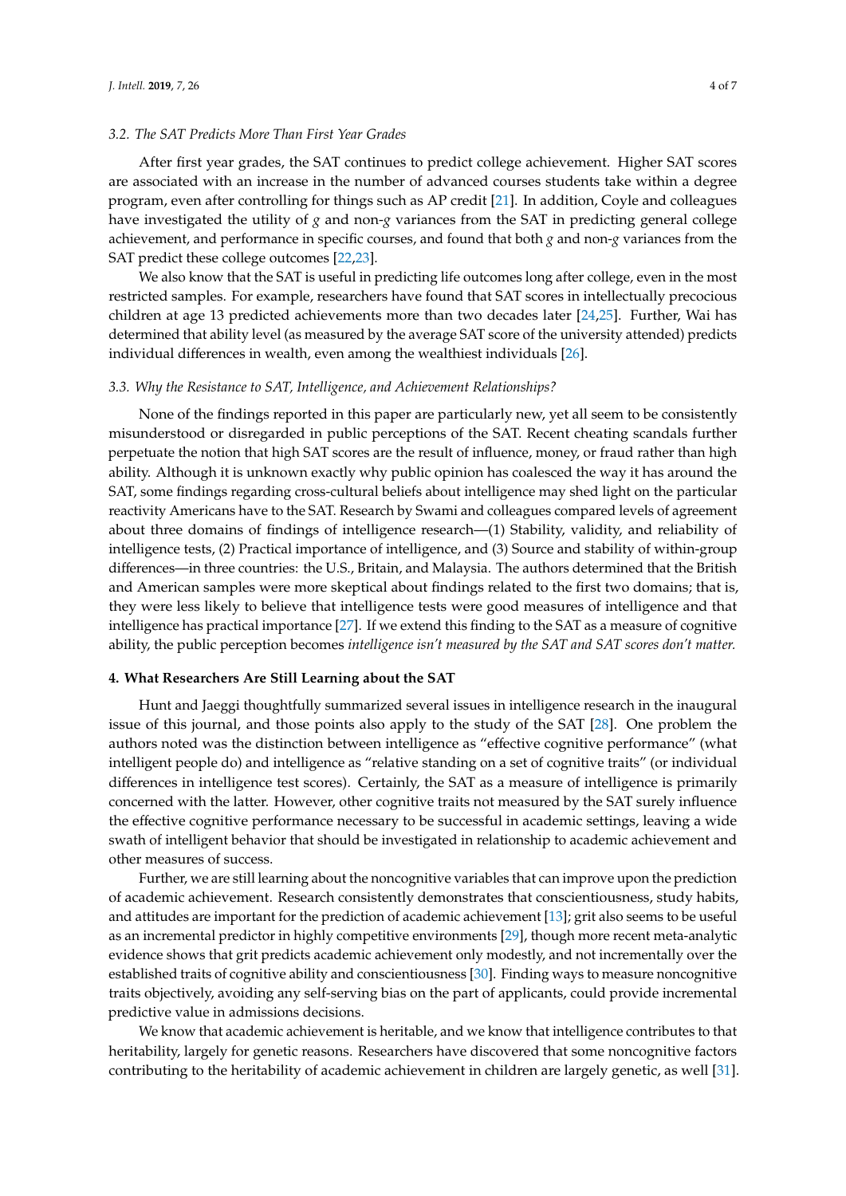### 3.2. The SAT Predicts More Than First Year Grades

After first year grades, the SAT continues to predict college achievement. Higher SAT scores are associated with an increase in the number of advanced courses students take within a degree program, even after controlling for things such as AP credit [21]. In addition, Coyle and colleagues have investigated the utility of *g* and non-*g* variances from the SAT in predicting general college achievement, and performance in specific courses, and found that both *g* and non-*g* variances from the SAT predict these college outcomes [22,23].

We also know that the SAT is useful in predicting life outcomes long after college, even in the most restricted samples. For example, researchers have found that SAT scores in intellectually precocious children at age 13 predicted achievements more than two decades later [24,25]. Further, Wai has determined that ability level (as measured by the average SAT score of the university attended) predicts individual differences in wealth, even among the wealthiest individuals [26].

### 3.3. Why the Resistance to SAT, Intelligence, and Achievement Relationships?

None of the findings reported in this paper are particularly new, yet all seem to be consistently misunderstood or disregarded in public perceptions of the SAT. Recent cheating scandals further perpetuate the notion that high SAT scores are the result of influence, money, or fraud rather than high ability. Although it is unknown exactly why public opinion has coalesced the way it has around the SAT, some findings regarding cross-cultural beliefs about intelligence may shed light on the particular reactivity Americans have to the SAT. Research by Swami and colleagues compared levels of agreement about three domains of findings of intelligence research—(1) Stability, validity, and reliability of intelligence tests, (2) Practical importance of intelligence, and (3) Source and stability of within-group differences—in three countries: the U.S., Britain, and Malaysia. The authors determined that the British and American samples were more skeptical about findings related to the first two domains; that is, they were less likely to believe that intelligence tests were good measures of intelligence and that intelligence has practical importance [27]. If we extend this finding to the SAT as a measure of cognitive ability, the public perception becomes *intelligence isn't measured by the SAT and SAT scores don't matter.*

## 4. What Researchers Are Still Learning about the SAT

Hunt and Jaeggi thoughtfully summarized several issues in intelligence research in the inaugural issue of this journal, and those points also apply to the study of the SAT [28]. One problem the authors noted was the distinction between intelligence as "effective cognitive performance" (what intelligent people do) and intelligence as "relative standing on a set of cognitive traits" (or individual differences in intelligence test scores). Certainly, the SAT as a measure of intelligence is primarily concerned with the latter. However, other cognitive traits not measured by the SAT surely influence the effective cognitive performance necessary to be successful in academic settings, leaving a wide swath of intelligent behavior that should be investigated in relationship to academic achievement and other measures of success.

Further, we are still learning about the noncognitive variables that can improve upon the prediction of academic achievement. Research consistently demonstrates that conscientiousness, study habits, and attitudes are important for the prediction of academic achievement [13]; grit also seems to be useful as an incremental predictor in highly competitive environments [29], though more recent meta-analytic evidence shows that grit predicts academic achievement only modestly, and not incrementally over the established traits of cognitive ability and conscientiousness [30]. Finding ways to measure noncognitive traits objectively, avoiding any self-serving bias on the part of applicants, could provide incremental predictive value in admissions decisions.

We know that academic achievement is heritable, and we know that intelligence contributes to that heritability, largely for genetic reasons. Researchers have discovered that some noncognitive factors contributing to the heritability of academic achievement in children are largely genetic, as well [31].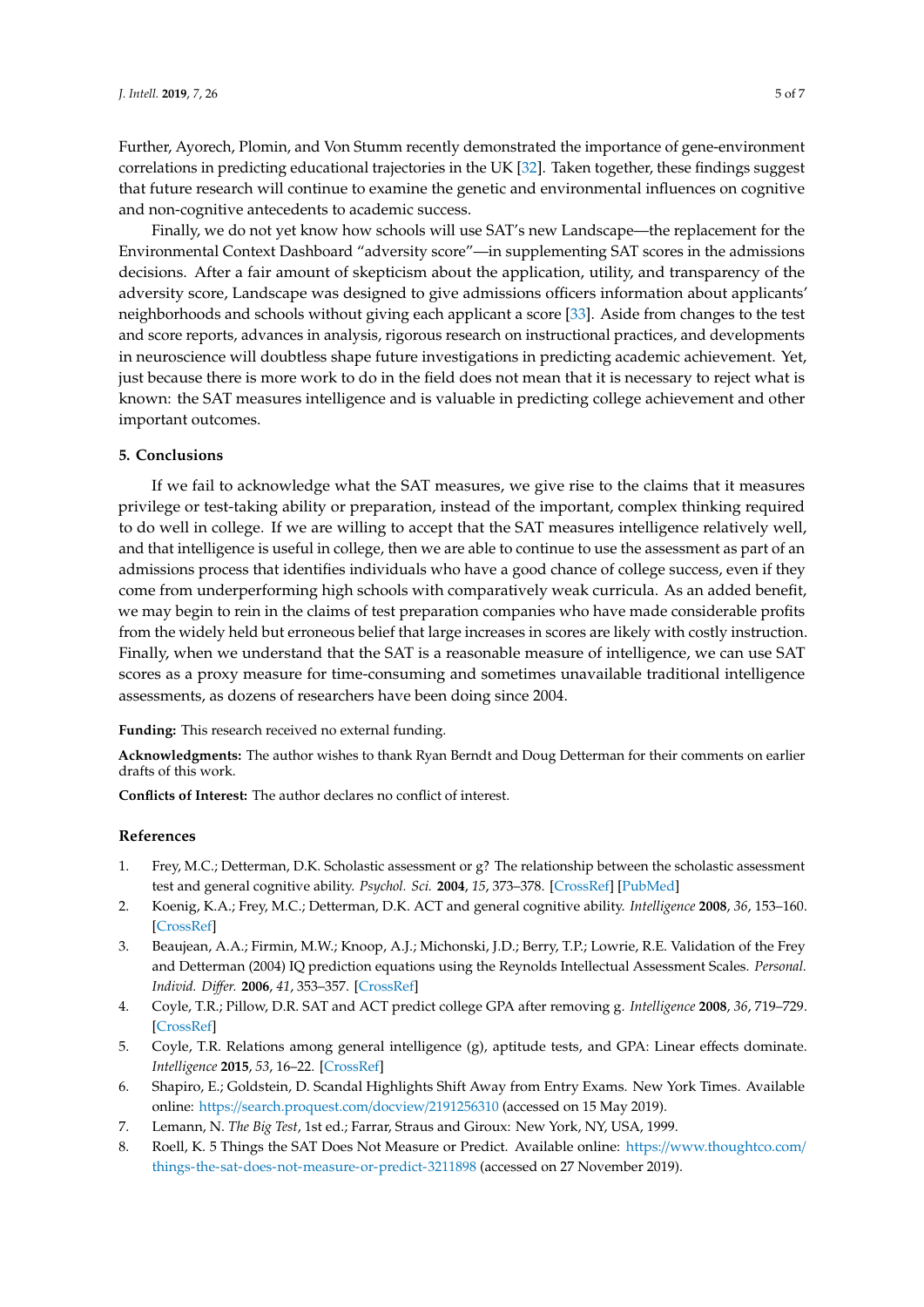Further, Ayorech, Plomin, and Von Stumm recently demonstrated the importance of gene-environment correlations in predicting educational trajectories in the UK [32]. Taken together, these findings suggest that future research will continue to examine the genetic and environmental influences on cognitive and non-cognitive antecedents to academic success.

Finally, we do not yet know how schools will use SAT's new Landscape—the replacement for the Environmental Context Dashboard "adversity score"—in supplementing SAT scores in the admissions decisions. After a fair amount of skepticism about the application, utility, and transparency of the adversity score, Landscape was designed to give admissions officers information about applicants' neighborhoods and schools without giving each applicant a score [33]. Aside from changes to the test and score reports, advances in analysis, rigorous research on instructional practices, and developments in neuroscience will doubtless shape future investigations in predicting academic achievement. Yet, just because there is more work to do in the field does not mean that it is necessary to reject what is known: the SAT measures intelligence and is valuable in predicting college achievement and other important outcomes.

## 5. Conclusions

If we fail to acknowledge what the SAT measures, we give rise to the claims that it measures privilege or test-taking ability or preparation, instead of the important, complex thinking required to do well in college. If we are willing to accept that the SAT measures intelligence relatively well, and that intelligence is useful in college, then we are able to continue to use the assessment as part of an admissions process that identifies individuals who have a good chance of college success, even if they come from underperforming high schools with comparatively weak curricula. As an added benefit, we may begin to rein in the claims of test preparation companies who have made considerable profits from the widely held but erroneous belief that large increases in scores are likely with costly instruction. Finally, when we understand that the SAT is a reasonable measure of intelligence, we can use SAT scores as a proxy measure for time-consuming and sometimes unavailable traditional intelligence assessments, as dozens of researchers have been doing since 2004.

**Funding:** This research received no external funding.

**Acknowledgments:** The author wishes to thank Ryan Berndt and Doug Detterman for their comments on earlier drafts of this work.

**Conflicts of Interest:** The author declares no conflict of interest.

## References

1. Frey, M.C.; Detterman, D.K. Scholastic assessment or g? The relationship between the scholastic assessment test and general cognitive ability. *Psychol. Sci.* **2004**, *15*, 373–378. [CrossRef] [PubMed]
2. Koenig, K.A.; Frey, M.C.; Detterman, D.K. ACT and general cognitive ability. *Intelligence* **2008**, *36*, 153–160. [CrossRef]
3. Beaujean, A.A.; Firmin, M.W.; Knoop, A.J.; Michonski, J.D.; Berry, T.P.; Lowrie, R.E. Validation of the Frey and Detterman (2004) IQ prediction equations using the Reynolds Intellectual Assessment Scales. *Personal. Individ. Differ.* **2006**, *41*, 353–357. [CrossRef]
4. Coyle, T.R.; Pillow, D.R. SAT and ACT predict college GPA after removing g. *Intelligence* **2008**, *36*, 719–729. [CrossRef]
5. Coyle, T.R. Relations among general intelligence (g), aptitude tests, and GPA: Linear effects dominate. *Intelligence* **2015**, *53*, 16–22. [CrossRef]
6. Shapiro, E.; Goldstein, D. Scandal Highlights Shift Away from Entry Exams. New York Times. Available online: https://search.proquest.com/docview/2191256310 (accessed on 15 May 2019).
7. Lemann, N. *The Big Test*, 1st ed.; Farrar, Straus and Giroux: New York, NY, USA, 1999.
8. Roell, K. 5 Things the SAT Does Not Measure or Predict. Available online: https://www.thoughtco.com/things-the-sat-does-not-measure-or-predict-3211898 (accessed on 27 November 2019).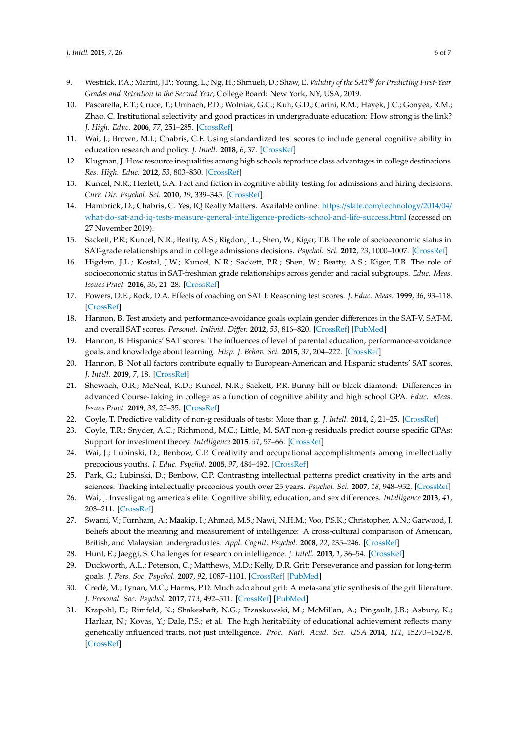9. Westrick, P.A.; Marini, J.P.; Young, L.; Ng, H.; Shmueli, D.; Shaw, E. *Validity of the SAT® for Predicting First-Year Grades and Retention to the Second Year*; College Board: New York, NY, USA, 2019.
10. Pascarella, E.T.; Cruce, T.; Umbach, P.D.; Wolniak, G.C.; Kuh, G.D.; Carini, R.M.; Hayek, J.C.; Gonyea, R.M.; Zhao, C. Institutional selectivity and good practices in undergraduate education: How strong is the link? *J. High. Educ.* **2006**, *77*, 251–285. [CrossRef]
11. Wai, J.; Brown, M.I.; Chabris, C.F. Using standardized test scores to include general cognitive ability in education research and policy. *J. Intell.* **2018**, *6*, 37. [CrossRef]
12. Klugman, J. How resource inequalities among high schools reproduce class advantages in college destinations. *Res. High. Educ.* **2012**, *53*, 803–830. [CrossRef]
13. Kuncel, N.R.; Hezlett, S.A. Fact and fiction in cognitive ability testing for admissions and hiring decisions. *Curr. Dir. Psychol. Sci.* **2010**, *19*, 339–345. [CrossRef]
14. Hambrick, D.; Chabris, C. Yes, IQ Really Matters. Available online: https://slate.com/technology/2014/04/what-do-sat-and-iq-tests-measure-general-intelligence-predicts-school-and-life-success.html (accessed on 27 November 2019).
15. Sackett, P.R.; Kuncel, N.R.; Beatty, A.S.; Rigdon, J.L.; Shen, W.; Kiger, T.B. The role of socioeconomic status in SAT-grade relationships and in college admissions decisions. *Psychol. Sci.* **2012**, *23*, 1000–1007. [CrossRef]
16. Higdem, J.L.; Kostal, J.W.; Kuncel, N.R.; Sackett, P.R.; Shen, W.; Beatty, A.S.; Kiger, T.B. The role of socioeconomic status in SAT-freshman grade relationships across gender and racial subgroups. *Educ. Meas. Issues Pract.* **2016**, *35*, 21–28. [CrossRef]
17. Powers, D.E.; Rock, D.A. Effects of coaching on SAT I: Reasoning test scores. *J. Educ. Meas.* **1999**, *36*, 93–118. [CrossRef]
18. Hannon, B. Test anxiety and performance-avoidance goals explain gender differences in the SAT-V, SAT-M, and overall SAT scores. *Personal. Individ. Differ.* **2012**, *53*, 816–820. [CrossRef] [PubMed]
19. Hannon, B. Hispanics' SAT scores: The influences of level of parental education, performance-avoidance goals, and knowledge about learning. *Hisp. J. Behav. Sci.* **2015**, *37*, 204–222. [CrossRef]
20. Hannon, B. Not all factors contribute equally to European-American and Hispanic students' SAT scores. *J. Intell.* **2019**, *7*, 18. [CrossRef]
21. Shewach, O.R.; McNeal, K.D.; Kuncel, N.R.; Sackett, P.R. Bunny hill or black diamond: Differences in advanced Course-Taking in college as a function of cognitive ability and high school GPA. *Educ. Meas. Issues Pract.* **2019**, *38*, 25–35. [CrossRef]
22. Coyle, T. Predictive validity of non-g residuals of tests: More than g. *J. Intell.* **2014**, *2*, 21–25. [CrossRef]
23. Coyle, T.R.; Snyder, A.C.; Richmond, M.C.; Little, M. SAT non-g residuals predict course specific GPAs: Support for investment theory. *Intelligence* **2015**, *51*, 57–66. [CrossRef]
24. Wai, J.; Lubinski, D.; Benbow, C.P. Creativity and occupational accomplishments among intellectually precocious youths. *J. Educ. Psychol.* **2005**, *97*, 484–492. [CrossRef]
25. Park, G.; Lubinski, D.; Benbow, C.P. Contrasting intellectual patterns predict creativity in the arts and sciences: Tracking intellectually precocious youth over 25 years. *Psychol. Sci.* **2007**, *18*, 948–952. [CrossRef]
26. Wai, J. Investigating america's elite: Cognitive ability, education, and sex differences. *Intelligence* **2013**, *41*, 203–211. [CrossRef]
27. Swami, V.; Furnham, A.; Maakip, I.; Ahmad, M.S.; Nawi, N.H.M.; Voo, P.S.K.; Christopher, A.N.; Garwood, J. Beliefs about the meaning and measurement of intelligence: A cross-cultural comparison of American, British, and Malaysian undergraduates. *Appl. Cognit. Psychol.* **2008**, *22*, 235–246. [CrossRef]
28. Hunt, E.; Jaeggi, S. Challenges for research on intelligence. *J. Intell.* **2013**, *1*, 36–54. [CrossRef]
29. Duckworth, A.L.; Peterson, C.; Matthews, M.D.; Kelly, D.R. Grit: Perseverance and passion for long-term goals. *J. Pers. Soc. Psychol.* **2007**, *92*, 1087–1101. [CrossRef] [PubMed]
30. Credé, M.; Tynan, M.C.; Harms, P.D. Much ado about grit: A meta-analytic synthesis of the grit literature. *J. Personal. Soc. Psychol.* **2017**, *113*, 492–511. [CrossRef] [PubMed]
31. Krapohl, E.; Rimfeld, K.; Shakeshaft, N.G.; Trzaskowski, M.; McMillan, A.; Pingault, J.B.; Asbury, K.; Harlaar, N.; Kovas, Y.; Dale, P.S.; et al. The high heritability of educational achievement reflects many genetically influenced traits, not just intelligence. *Proc. Natl. Acad. Sci. USA* **2014**, *111*, 15273–15278. [CrossRef]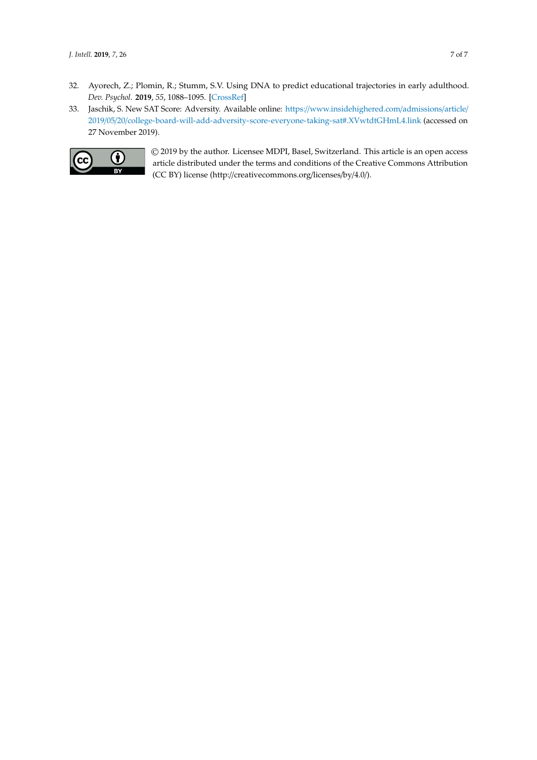32. Ayorech, Z.; Plomin, R.; Stumm, S.V. Using DNA to predict educational trajectories in early adulthood. *Dev. Psychol.* **2019**, *55*, 1088–1095. [CrossRef]
33. Jaschik, S. New SAT Score: Adversity. Available online: https://www.insidehighered.com/admissions/article/2019/05/20/college-board-will-add-adversity-score-everyone-taking-sat#.XVwtdtGHmL4.link (accessed on 27 November 2019).

© 2019 by the author. Licensee MDPI, Basel, Switzerland. This article is an open access article distributed under the terms and conditions of the Creative Commons Attribution (CC BY) license (http://creativecommons.org/licenses/by/4.0/).